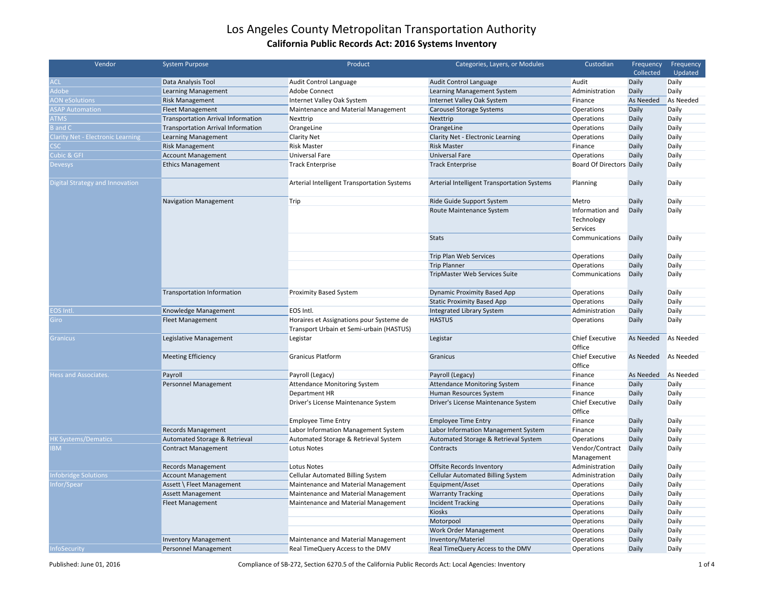# Los Angeles County Metropolitan Transportation Authority

## California Public Records Act: 2016 Systems Inventory

| Vendor | System Purpose | Product | Categories, Layers, or Modules | Custodian | Frequency Collected | Frequency Updated |
|---|---|---|---|---|---|---|
| ACL | Data Analysis Tool | Audit Control Language | Audit Control Language | Audit | Daily | Daily |
| Adobe | Learning Management | Adobe Connect | Learning Management System | Administration | Daily | Daily |
| AON eSolutions | Risk Management | Internet Valley Oak System | Internet Valley Oak System | Finance | As Needed | As Needed |
| ASAP Automation | Fleet Management | Maintenance and Material Management | Carousel Storage Systems | Operations | Daily | Daily |
| ATMS | Transportation Arrival Information | Nexttrip | Nexttrip | Operations | Daily | Daily |
| B and C | Transportation Arrival Information | OrangeLine | OrangeLine | Operations | Daily | Daily |
| Clarity Net - Electronic Learning | Learning Management | Clarity Net | Clarity Net - Electronic Learning | Operations | Daily | Daily |
| CSC | Risk Management | Risk Master | Risk Master | Finance | Daily | Daily |
| Cubic & GFI | Account Management | Universal Fare | Universal Fare | Operations | Daily | Daily |
| Devesys | Ethics Management | Track Enterprise | Track Enterprise | Board Of Directors | Daily | Daily |
| Digital Strategy and Innovation | | Arterial Intelligent Transportation Systems | Arterial Intelligent Transportation Systems | Planning | Daily | Daily |
| | Navigation Management | Trip | Ride Guide Support System | Metro | Daily | Daily |
| | | | Route Maintenance System | Information and Technology Services | Daily | Daily |
| | | | Stats | Communications | Daily | Daily |
| | | | Trip Plan Web Services | Operations | Daily | Daily |
| | | | Trip Planner | Operations | Daily | Daily |
| | | | TripMaster Web Services Suite | Communications | Daily | Daily |
| | Transportation Information | Proximity Based System | Dynamic Proximity Based App | Operations | Daily | Daily |
| | | | Static Proximity Based App | Operations | Daily | Daily |
| EOS Intl. | Knowledge Management | EOS Intl. | Integrated Library System | Administration | Daily | Daily |
| Giro | Fleet Management | Horaires et Assignations pour Systeme de Transport Urbain et Semi-urbain (HASTUS) | HASTUS | Operations | Daily | Daily |
| Granicus | Legislative Management | Legistar | Legistar | Chief Executive Office | As Needed | As Needed |
| | Meeting Efficiency | Granicus Platform | Granicus | Chief Executive Office | As Needed | As Needed |
| Hess and Associates. | Payroll | Payroll (Legacy) | Payroll (Legacy) | Finance | As Needed | As Needed |
| | Personnel Management | Attendance Monitoring System | Attendance Monitoring System | Finance | Daily | Daily |
| | | Department HR | Human Resources System | Finance | Daily | Daily |
| | | Driver's License Maintenance System | Driver's License Maintenance System | Chief Executive Office | Daily | Daily |
| | | Employee Time Entry | Employee Time Entry | Finance | Daily | Daily |
| | Records Management | Labor Information Management System | Labor Information Management System | Finance | Daily | Daily |
| HK Systems/Dematics | Automated Storage & Retrieval | Automated Storage & Retrieval System | Automated Storage & Retrieval System | Operations | Daily | Daily |
| IBM | Contract Management | Lotus Notes | Contracts | Vendor/Contract Management | Daily | Daily |
| | Records Management | Lotus Notes | Offsite Records Inventory | Administration | Daily | Daily |
| Infobridge Solutions | Account Management | Cellular Automated Billing System | Cellular Automated Billing System | Administration | Daily | Daily |
| Infor/Spear | Assett \ Fleet Management | Maintenance and Material Management | Equipment/Asset | Operations | Daily | Daily |
| | Assett Management | Maintenance and Material Management | Warranty Tracking | Operations | Daily | Daily |
| | Fleet Management | Maintenance and Material Management | Incident Tracking | Operations | Daily | Daily |
| | | | Kiosks | Operations | Daily | Daily |
| | | | Motorpool | Operations | Daily | Daily |
| | | | Work Order Management | Operations | Daily | Daily |
| | Inventory Management | Maintenance and Material Management | Inventory/Materiel | Operations | Daily | Daily |
| InfoSecurity | Personnel Management | Real TimeQuery Access to the DMV | Real TimeQuery Access to the DMV | Operations | Daily | Daily |

Published: June 01, 2016

Compliance of SB-272, Section 6270.5 of the California Public Records Act: Local Agencies: Inventory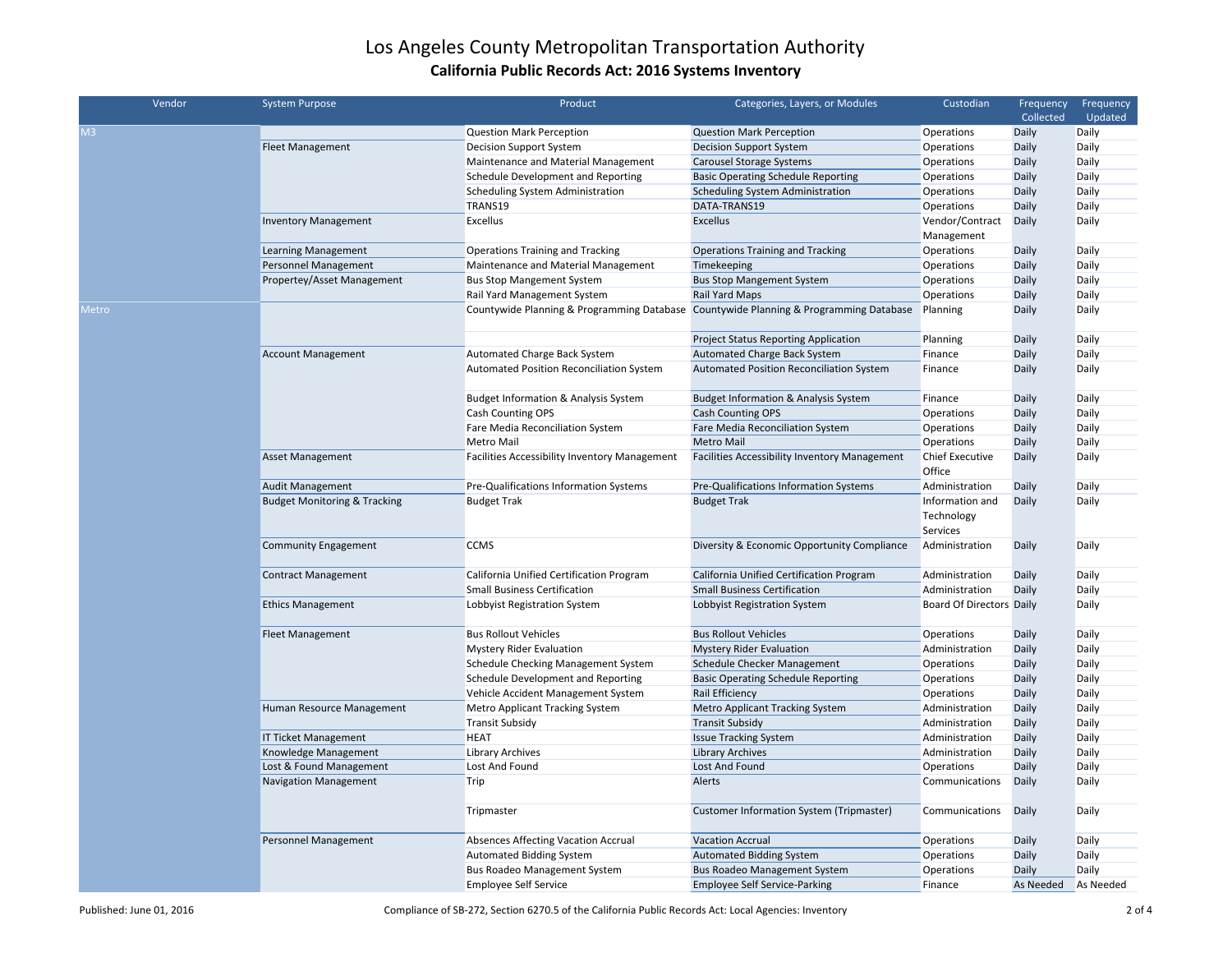# Los Angeles County Metropolitan Transportation Authority

## California Public Records Act: 2016 Systems Inventory

| Vendor | System Purpose | Product | Categories, Layers, or Modules | Custodian | Frequency Collected | Frequency Updated |
|---|---|---|---|---|---|---|
| M3 | | Question Mark Perception | Question Mark Perception | Operations | Daily | Daily |
| | Fleet Management | Decision Support System | Decision Support System | Operations | Daily | Daily |
| | | Maintenance and Material Management | Carousel Storage Systems | Operations | Daily | Daily |
| | | Schedule Development and Reporting | Basic Operating Schedule Reporting | Operations | Daily | Daily |
| | | Scheduling System Administration | Scheduling System Administration | Operations | Daily | Daily |
| | | TRANS19 | DATA-TRANS19 | Operations | Daily | Daily |
| | Inventory Management | Excellus | Excellus | Vendor/Contract Management | Daily | Daily |
| | Learning Management | Operations Training and Tracking | Operations Training and Tracking | Operations | Daily | Daily |
| | Personnel Management | Maintenance and Material Management | Timekeeping | Operations | Daily | Daily |
| | Propertey/Asset Management | Bus Stop Mangement System | Bus Stop Mangement System | Operations | Daily | Daily |
| | | Rail Yard Management System | Rail Yard Maps | Operations | Daily | Daily |
| Metro | | Countywide Planning & Programming Database | Countywide Planning & Programming Database | Planning | Daily | Daily |
| | | | Project Status Reporting Application | Planning | Daily | Daily |
| | Account Management | Automated Charge Back System | Automated Charge Back System | Finance | Daily | Daily |
| | | Automated Position Reconciliation System | Automated Position Reconciliation System | Finance | Daily | Daily |
| | | Budget Information & Analysis System | Budget Information & Analysis System | Finance | Daily | Daily |
| | | Cash Counting OPS | Cash Counting OPS | Operations | Daily | Daily |
| | | Fare Media Reconciliation System | Fare Media Reconciliation System | Operations | Daily | Daily |
| | | Metro Mail | Metro Mail | Operations | Daily | Daily |
| | Asset Management | Facilities Accessibility Inventory Management | Facilities Accessibility Inventory Management | Chief Executive Office | Daily | Daily |
| | Audit Management | Pre-Qualifications Information Systems | Pre-Qualifications Information Systems | Administration | Daily | Daily |
| | Budget Monitoring & Tracking | Budget Trak | Budget Trak | Information and Technology Services | Daily | Daily |
| | Community Engagement | CCMS | Diversity & Economic Opportunity Compliance | Administration | Daily | Daily |
| | Contract Management | California Unified Certification Program | California Unified Certification Program | Administration | Daily | Daily |
| | | Small Business Certification | Small Business Certification | Administration | Daily | Daily |
| | Ethics Management | Lobbyist Registration System | Lobbyist Registration System | Board Of Directors | Daily | Daily |
| | Fleet Management | Bus Rollout Vehicles | Bus Rollout Vehicles | Operations | Daily | Daily |
| | | Mystery Rider Evaluation | Mystery Rider Evaluation | Administration | Daily | Daily |
| | | Schedule Checking Management System | Schedule Checker Management | Operations | Daily | Daily |
| | | Schedule Development and Reporting | Basic Operating Schedule Reporting | Operations | Daily | Daily |
| | | Vehicle Accident Management System | Rail Efficiency | Operations | Daily | Daily |
| | Human Resource Management | Metro Applicant Tracking System | Metro Applicant Tracking System | Administration | Daily | Daily |
| | | Transit Subsidy | Transit Subsidy | Administration | Daily | Daily |
| | IT Ticket Management | HEAT | Issue Tracking System | Administration | Daily | Daily |
| | Knowledge Management | Library Archives | Library Archives | Administration | Daily | Daily |
| | Lost & Found Management | Lost And Found | Lost And Found | Operations | Daily | Daily |
| | Navigation Management | Trip | Alerts | Communications | Daily | Daily |
| | | Tripmaster | Customer Information System (Tripmaster) | Communications | Daily | Daily |
| | Personnel Management | Absences Affecting Vacation Accrual | Vacation Accrual | Operations | Daily | Daily |
| | | Automated Bidding System | Automated Bidding System | Operations | Daily | Daily |
| | | Bus Roadeo Management System | Bus Roadeo Management System | Operations | Daily | Daily |
| | | Employee Self Service | Employee Self Service-Parking | Finance | As Needed | As Needed |

Published: June 01, 2016

Compliance of SB-272, Section 6270.5 of the California Public Records Act: Local Agencies: Inventory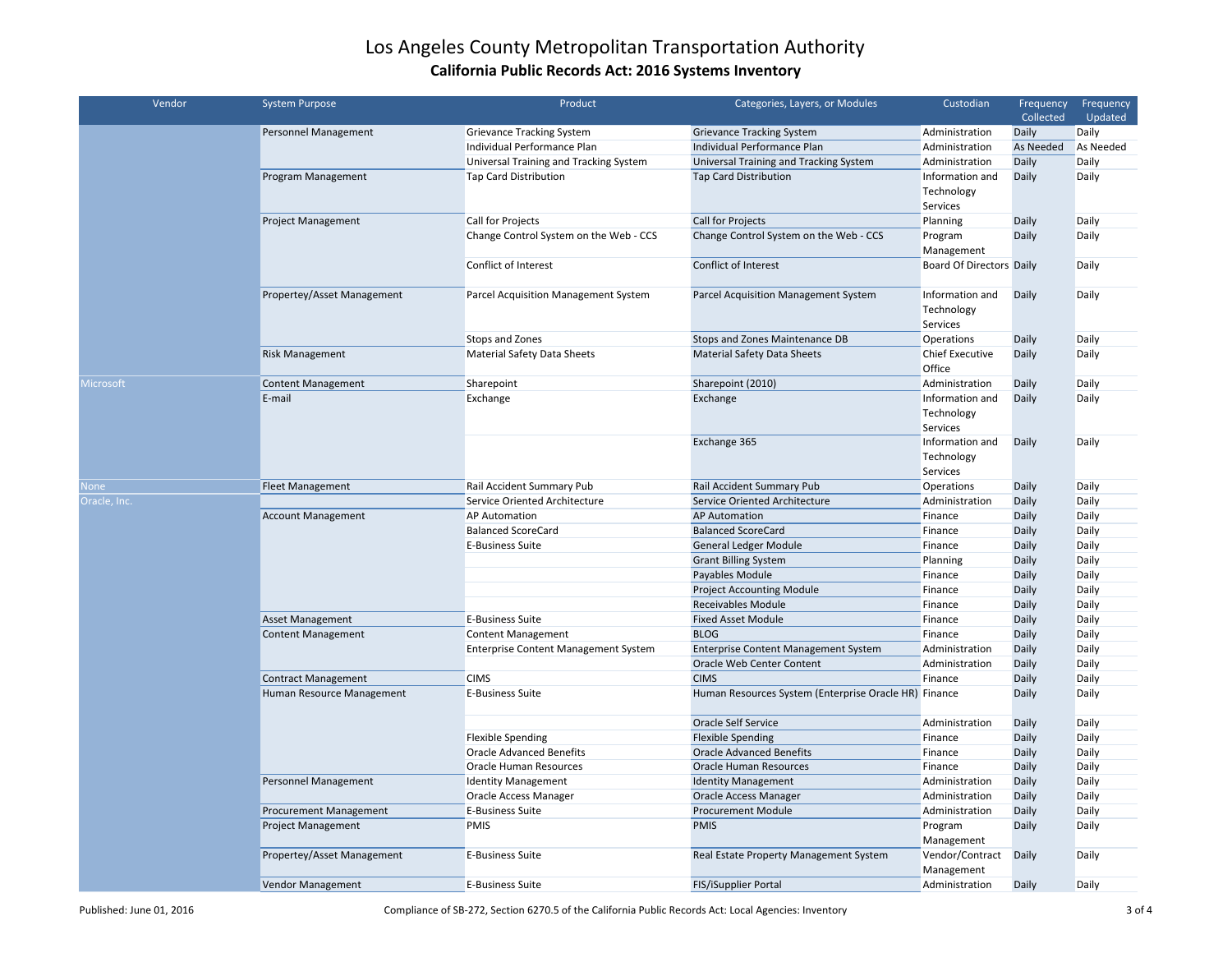# Los Angeles County Metropolitan Transportation Authority

## California Public Records Act: 2016 Systems Inventory

| Vendor | System Purpose | Product | Categories, Layers, or Modules | Custodian | Frequency Collected | Frequency Updated |
|---|---|---|---|---|---|---|
| | Personnel Management | Grievance Tracking System | Grievance Tracking System | Administration | Daily | Daily |
| | | Individual Performance Plan | Individual Performance Plan | Administration | As Needed | As Needed |
| | | Universal Training and Tracking System | Universal Training and Tracking System | Administration | Daily | Daily |
| | Program Management | Tap Card Distribution | Tap Card Distribution | Information and Technology Services | Daily | Daily |
| | Project Management | Call for Projects | Call for Projects | Planning | Daily | Daily |
| | | Change Control System on the Web - CCS | Change Control System on the Web - CCS | Program Management | Daily | Daily |
| | | Conflict of Interest | Conflict of Interest | Board Of Directors | Daily | Daily |
| | Propertey/Asset Management | Parcel Acquisition Management System | Parcel Acquisition Management System | Information and Technology Services | Daily | Daily |
| | | Stops and Zones | Stops and Zones Maintenance DB | Operations | Daily | Daily |
| | Risk Management | Material Safety Data Sheets | Material Safety Data Sheets | Chief Executive Office | Daily | Daily |
| Microsoft | Content Management | Sharepoint | Sharepoint (2010) | Administration | Daily | Daily |
| | E-mail | Exchange | Exchange | Information and Technology Services | Daily | Daily |
| | | | Exchange 365 | Information and Technology Services | Daily | Daily |
| None | Fleet Management | Rail Accident Summary Pub | Rail Accident Summary Pub | Operations | Daily | Daily |
| Oracle, Inc. | | Service Oriented Architecture | Service Oriented Architecture | Administration | Daily | Daily |
| | Account Management | AP Automation | AP Automation | Finance | Daily | Daily |
| | | Balanced ScoreCard | Balanced ScoreCard | Finance | Daily | Daily |
| | | E-Business Suite | General Ledger Module | Finance | Daily | Daily |
| | | | Grant Billing System | Planning | Daily | Daily |
| | | | Payables Module | Finance | Daily | Daily |
| | | | Project Accounting Module | Finance | Daily | Daily |
| | | | Receivables Module | Finance | Daily | Daily |
| | Asset Management | E-Business Suite | Fixed Asset Module | Finance | Daily | Daily |
| | Content Management | Content Management | BLOG | Finance | Daily | Daily |
| | | Enterprise Content Management System | Enterprise Content Management System | Administration | Daily | Daily |
| | | | Oracle Web Center Content | Administration | Daily | Daily |
| | Contract Management | CIMS | CIMS | Finance | Daily | Daily |
| | Human Resource Management | E-Business Suite | Human Resources System (Enterprise Oracle HR) | Finance | Daily | Daily |
| | | | Oracle Self Service | Administration | Daily | Daily |
| | | Flexible Spending | Flexible Spending | Finance | Daily | Daily |
| | | Oracle Advanced Benefits | Oracle Advanced Benefits | Finance | Daily | Daily |
| | | Oracle Human Resources | Oracle Human Resources | Finance | Daily | Daily |
| | Personnel Management | Identity Management | Identity Management | Administration | Daily | Daily |
| | | Oracle Access Manager | Oracle Access Manager | Administration | Daily | Daily |
| | Procurement Management | E-Business Suite | Procurement Module | Administration | Daily | Daily |
| | Project Management | PMIS | PMIS | Program Management | Daily | Daily |
| | Propertey/Asset Management | E-Business Suite | Real Estate Property Management System | Vendor/Contract Management | Daily | Daily |
| | Vendor Management | E-Business Suite | FIS/iSupplier Portal | Administration | Daily | Daily |

Published: June 01, 2016 Compliance of SB-272, Section 6270.5 of the California Public Records Act: Local Agencies: Inventory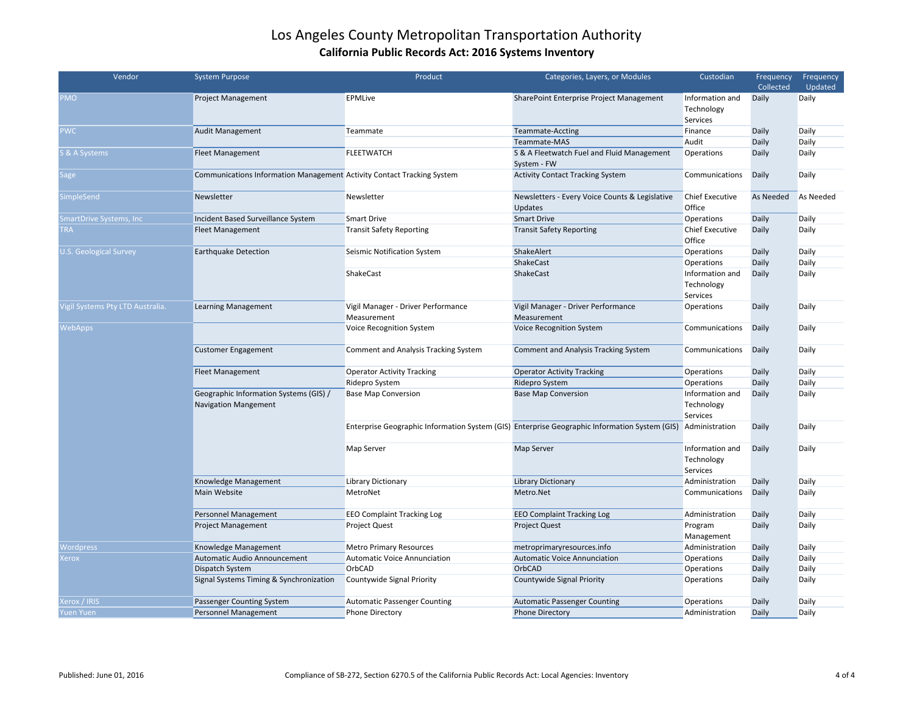# Los Angeles County Metropolitan Transportation Authority

## California Public Records Act: 2016 Systems Inventory

| Vendor | System Purpose | Product | Categories, Layers, or Modules | Custodian | Frequency Collected | Frequency Updated |
|---|---|---|---|---|---|---|
| PMO | Project Management | EPMLive | SharePoint Enterprise Project Management | Information and Technology Services | Daily | Daily |
| PWC | Audit Management | Teammate | Teammate-Accting | Finance | Daily | Daily |
| | | | Teammate-MAS | Audit | Daily | Daily |
| S & A Systems | Fleet Management | FLEETWATCH | S & A Fleetwatch Fuel and Fluid Management System - FW | Operations | Daily | Daily |
| Sage | Communications Information Management | Activity Contact Tracking System | Activity Contact Tracking System | Communications | Daily | Daily |
| SimpleSend | Newsletter | Newsletter | Newsletters - Every Voice Counts & Legislative Updates | Chief Executive Office | As Needed | As Needed |
| SmartDrive Systems, Inc | Incident Based Surveillance System | Smart Drive | Smart Drive | Operations | Daily | Daily |
| TRA | Fleet Management | Transit Safety Reporting | Transit Safety Reporting | Chief Executive Office | Daily | Daily |
| U.S. Geological Survey | Earthquake Detection | Seismic Notification System | ShakeAlert | Operations | Daily | Daily |
| | | | ShakeCast | Operations | Daily | Daily |
| | | ShakeCast | ShakeCast | Information and Technology Services | Daily | Daily |
| Vigil Systems Pty LTD Australia. | Learning Management | Vigil Manager - Driver Performance Measurement | Vigil Manager - Driver Performance Measurement | Operations | Daily | Daily |
| WebApps | | Voice Recognition System | Voice Recognition System | Communications | Daily | Daily |
| | Customer Engagement | Comment and Analysis Tracking System | Comment and Analysis Tracking System | Communications | Daily | Daily |
| | Fleet Management | Operator Activity Tracking | Operator Activity Tracking | Operations | Daily | Daily |
| | | Ridepro System | Ridepro System | Operations | Daily | Daily |
| | Geographic Information Systems (GIS) / Navigation Mangement | Base Map Conversion | Base Map Conversion | Information and Technology Services | Daily | Daily |
| | | Enterprise Geographic Information System (GIS) | Enterprise Geographic Information System (GIS) | Administration | Daily | Daily |
| | | Map Server | Map Server | Information and Technology Services | Daily | Daily |
| | Knowledge Management | Library Dictionary | Library Dictionary | Administration | Daily | Daily |
| | Main Website | MetroNet | Metro.Net | Communications | Daily | Daily |
| | Personnel Management | EEO Complaint Tracking Log | EEO Complaint Tracking Log | Administration | Daily | Daily |
| | Project Management | Project Quest | Project Quest | Program Management | Daily | Daily |
| Wordpress | Knowledge Management | Metro Primary Resources | metroprimaryresources.info | Administration | Daily | Daily |
| Xerox | Automatic Audio Announcement | Automatic Voice Annunciation | Automatic Voice Annunciation | Operations | Daily | Daily |
| | Dispatch System | OrbCAD | OrbCAD | Operations | Daily | Daily |
| | Signal Systems Timing & Synchronization | Countywide Signal Priority | Countywide Signal Priority | Operations | Daily | Daily |
| Xerox / IRIS | Passenger Counting System | Automatic Passenger Counting | Automatic Passenger Counting | Operations | Daily | Daily |
| Yuen Yuen | Personnel Management | Phone Directory | Phone Directory | Administration | Daily | Daily |

Published: June 01, 2016

Compliance of SB-272, Section 6270.5 of the California Public Records Act: Local Agencies: Inventory